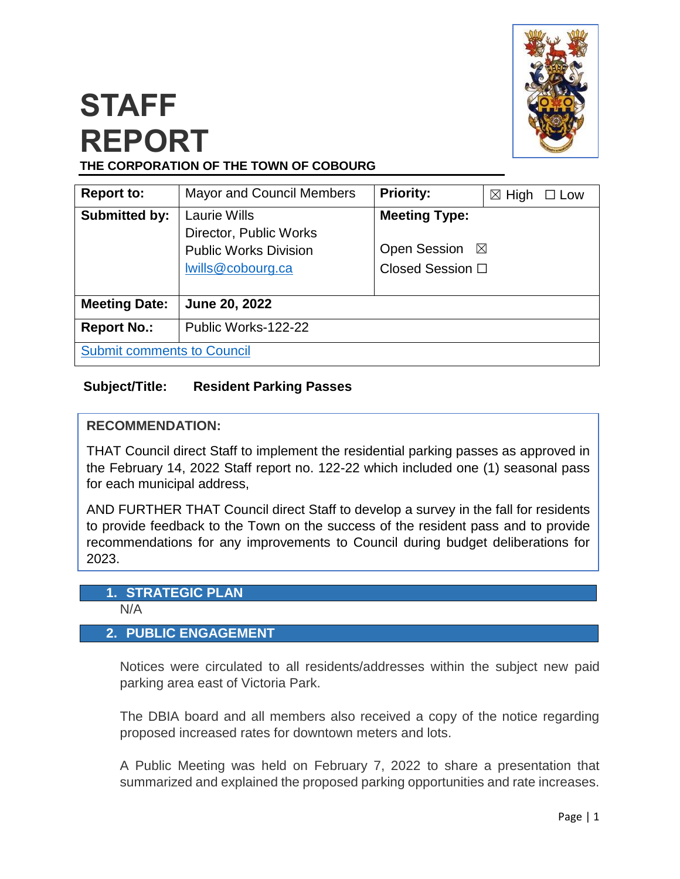# STAFF REPORT

**THE CORPORATION OF THE TOWN OF COBOURG**

| **Report to:** | Mayor and Council Members | **Priority:** | ☒ High ☐ Low |
|---|---|---|---|
| **Submitted by:** | Laurie Wills<br>Director, Public Works<br>Public Works Division<br>lwills@cobourg.ca | **Meeting Type:**<br><br>Open Session ☒<br>Closed Session ☐ | |
| **Meeting Date:** | **June 20, 2022** | | |
| **Report No.:** | Public Works-122-22 | | |
| Submit comments to Council | | | |

**Subject/Title: Resident Parking Passes**

**RECOMMENDATION:**

THAT Council direct Staff to implement the residential parking passes as approved in the February 14, 2022 Staff report no. 122-22 which included one (1) seasonal pass for each municipal address,

AND FURTHER THAT Council direct Staff to develop a survey in the fall for residents to provide feedback to the Town on the success of the resident pass and to provide recommendations for any improvements to Council during budget deliberations for 2023.

## 1. STRATEGIC PLAN

N/A

## 2. PUBLIC ENGAGEMENT

Notices were circulated to all residents/addresses within the subject new paid parking area east of Victoria Park.

The DBIA board and all members also received a copy of the notice regarding proposed increased rates for downtown meters and lots.

A Public Meeting was held on February 7, 2022 to share a presentation that summarized and explained the proposed parking opportunities and rate increases.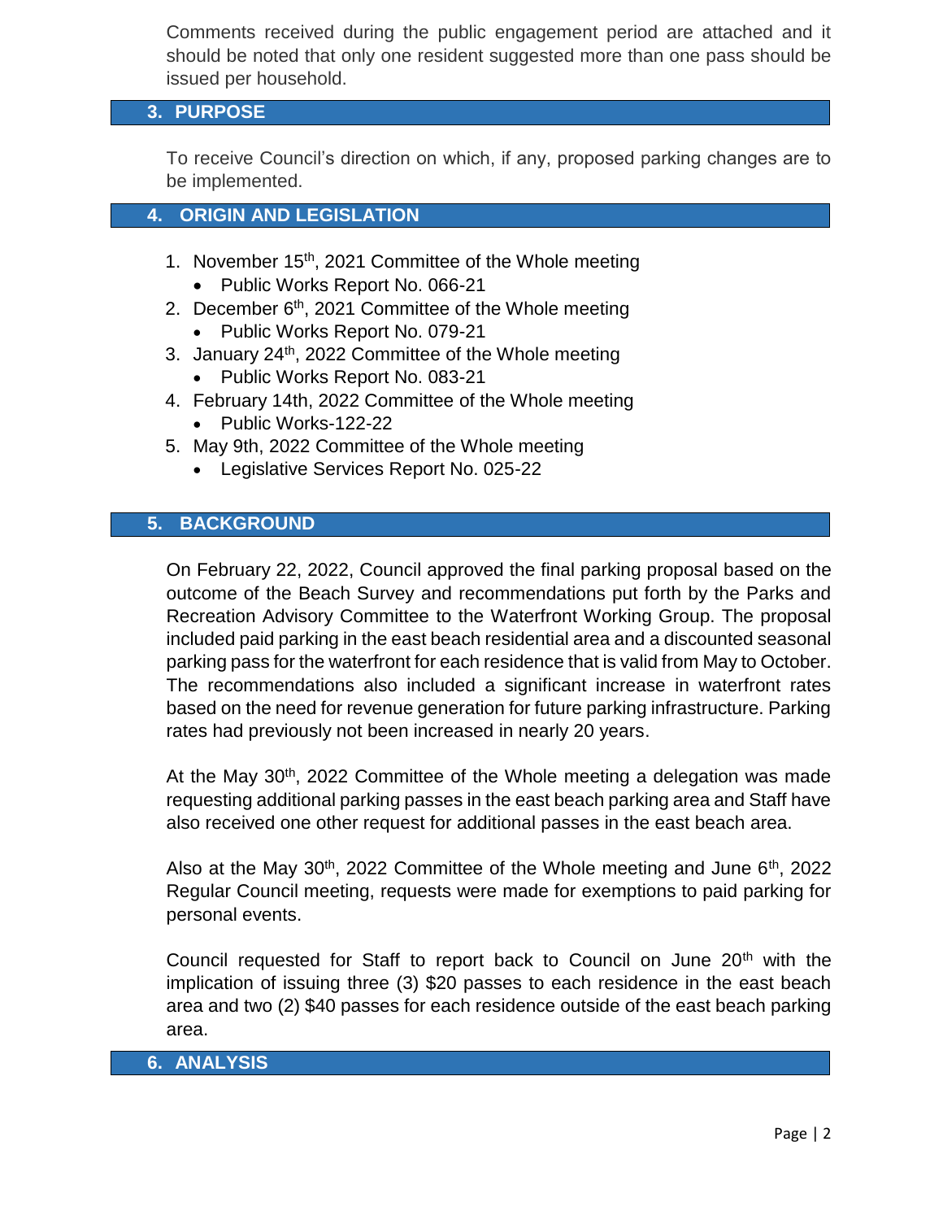Comments received during the public engagement period are attached and it should be noted that only one resident suggested more than one pass should be issued per household.

## 3. PURPOSE

To receive Council's direction on which, if any, proposed parking changes are to be implemented.

## 4. ORIGIN AND LEGISLATION

1. November 15th, 2021 Committee of the Whole meeting
   - Public Works Report No. 066-21
2. December 6th, 2021 Committee of the Whole meeting
   - Public Works Report No. 079-21
3. January 24th, 2022 Committee of the Whole meeting
   - Public Works Report No. 083-21
4. February 14th, 2022 Committee of the Whole meeting
   - Public Works-122-22
5. May 9th, 2022 Committee of the Whole meeting
   - Legislative Services Report No. 025-22

## 5. BACKGROUND

On February 22, 2022, Council approved the final parking proposal based on the outcome of the Beach Survey and recommendations put forth by the Parks and Recreation Advisory Committee to the Waterfront Working Group. The proposal included paid parking in the east beach residential area and a discounted seasonal parking pass for the waterfront for each residence that is valid from May to October. The recommendations also included a significant increase in waterfront rates based on the need for revenue generation for future parking infrastructure. Parking rates had previously not been increased in nearly 20 years.

At the May 30th, 2022 Committee of the Whole meeting a delegation was made requesting additional parking passes in the east beach parking area and Staff have also received one other request for additional passes in the east beach area.

Also at the May 30th, 2022 Committee of the Whole meeting and June 6th, 2022 Regular Council meeting, requests were made for exemptions to paid parking for personal events.

Council requested for Staff to report back to Council on June 20th with the implication of issuing three (3) $20 passes to each residence in the east beach area and two (2) $40 passes for each residence outside of the east beach parking area.

## 6. ANALYSIS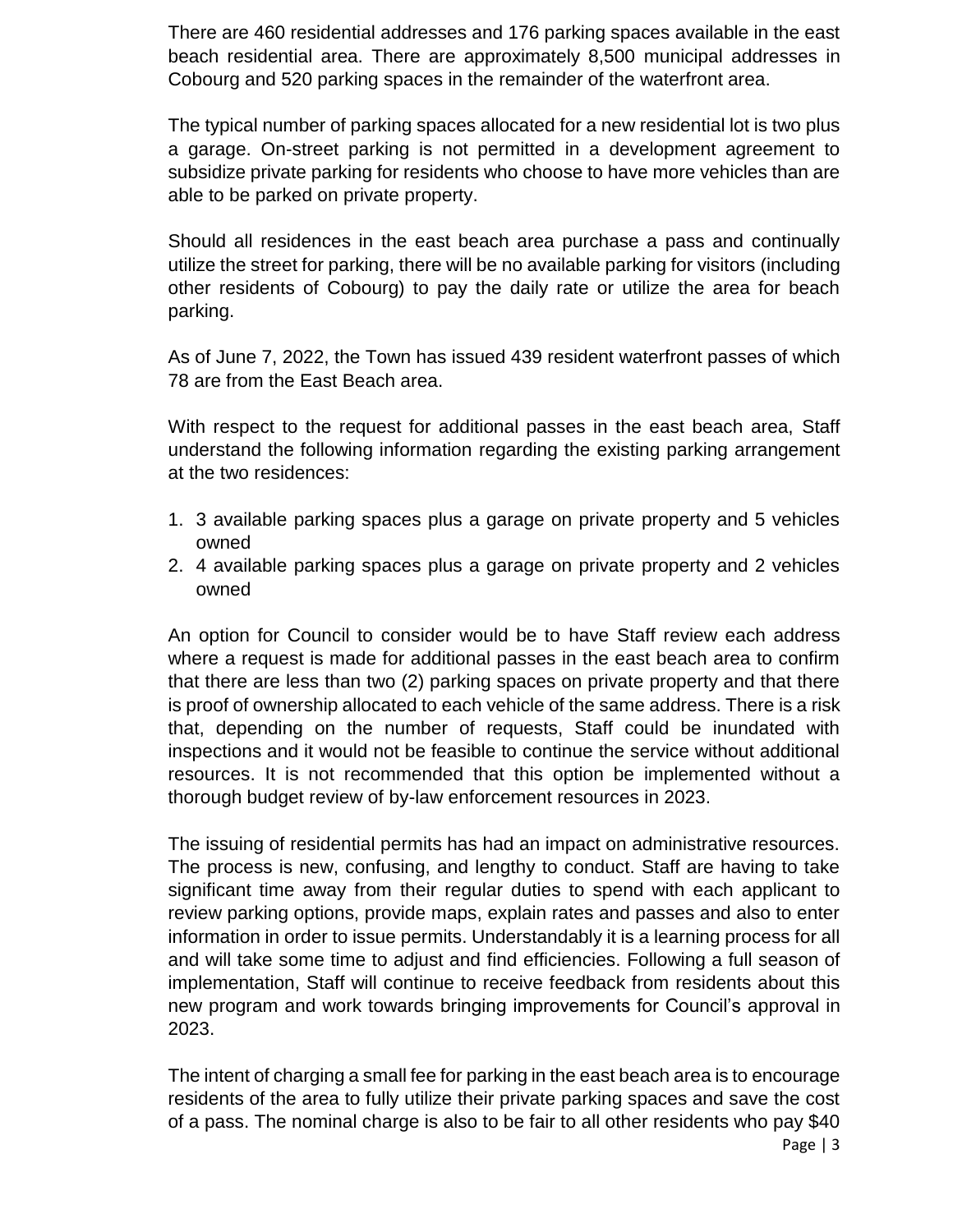There are 460 residential addresses and 176 parking spaces available in the east beach residential area. There are approximately 8,500 municipal addresses in Cobourg and 520 parking spaces in the remainder of the waterfront area.

The typical number of parking spaces allocated for a new residential lot is two plus a garage. On-street parking is not permitted in a development agreement to subsidize private parking for residents who choose to have more vehicles than are able to be parked on private property.

Should all residences in the east beach area purchase a pass and continually utilize the street for parking, there will be no available parking for visitors (including other residents of Cobourg) to pay the daily rate or utilize the area for beach parking.

As of June 7, 2022, the Town has issued 439 resident waterfront passes of which 78 are from the East Beach area.

With respect to the request for additional passes in the east beach area, Staff understand the following information regarding the existing parking arrangement at the two residences:

1. 3 available parking spaces plus a garage on private property and 5 vehicles owned
2. 4 available parking spaces plus a garage on private property and 2 vehicles owned

An option for Council to consider would be to have Staff review each address where a request is made for additional passes in the east beach area to confirm that there are less than two (2) parking spaces on private property and that there is proof of ownership allocated to each vehicle of the same address. There is a risk that, depending on the number of requests, Staff could be inundated with inspections and it would not be feasible to continue the service without additional resources. It is not recommended that this option be implemented without a thorough budget review of by-law enforcement resources in 2023.

The issuing of residential permits has had an impact on administrative resources. The process is new, confusing, and lengthy to conduct. Staff are having to take significant time away from their regular duties to spend with each applicant to review parking options, provide maps, explain rates and passes and also to enter information in order to issue permits. Understandably it is a learning process for all and will take some time to adjust and find efficiencies. Following a full season of implementation, Staff will continue to receive feedback from residents about this new program and work towards bringing improvements for Council's approval in 2023.

The intent of charging a small fee for parking in the east beach area is to encourage residents of the area to fully utilize their private parking spaces and save the cost of a pass. The nominal charge is also to be fair to all other residents who pay $40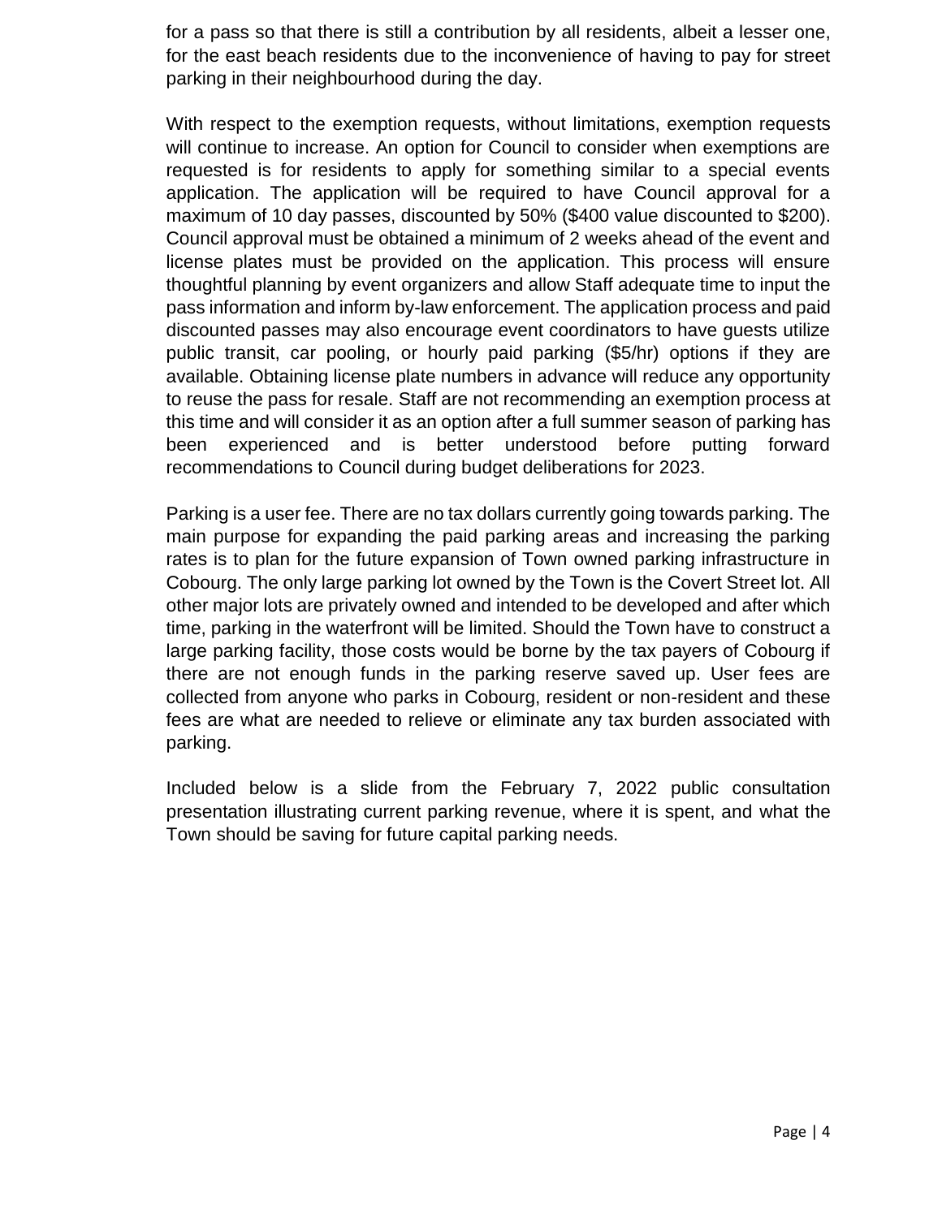for a pass so that there is still a contribution by all residents, albeit a lesser one, for the east beach residents due to the inconvenience of having to pay for street parking in their neighbourhood during the day.

With respect to the exemption requests, without limitations, exemption requests will continue to increase. An option for Council to consider when exemptions are requested is for residents to apply for something similar to a special events application. The application will be required to have Council approval for a maximum of 10 day passes, discounted by 50% ($400 value discounted to $200). Council approval must be obtained a minimum of 2 weeks ahead of the event and license plates must be provided on the application. This process will ensure thoughtful planning by event organizers and allow Staff adequate time to input the pass information and inform by-law enforcement. The application process and paid discounted passes may also encourage event coordinators to have guests utilize public transit, car pooling, or hourly paid parking ($5/hr) options if they are available. Obtaining license plate numbers in advance will reduce any opportunity to reuse the pass for resale. Staff are not recommending an exemption process at this time and will consider it as an option after a full summer season of parking has been experienced and is better understood before putting forward recommendations to Council during budget deliberations for 2023.

Parking is a user fee. There are no tax dollars currently going towards parking. The main purpose for expanding the paid parking areas and increasing the parking rates is to plan for the future expansion of Town owned parking infrastructure in Cobourg. The only large parking lot owned by the Town is the Covert Street lot. All other major lots are privately owned and intended to be developed and after which time, parking in the waterfront will be limited. Should the Town have to construct a large parking facility, those costs would be borne by the tax payers of Cobourg if there are not enough funds in the parking reserve saved up. User fees are collected from anyone who parks in Cobourg, resident or non-resident and these fees are what are needed to relieve or eliminate any tax burden associated with parking.

Included below is a slide from the February 7, 2022 public consultation presentation illustrating current parking revenue, where it is spent, and what the Town should be saving for future capital parking needs.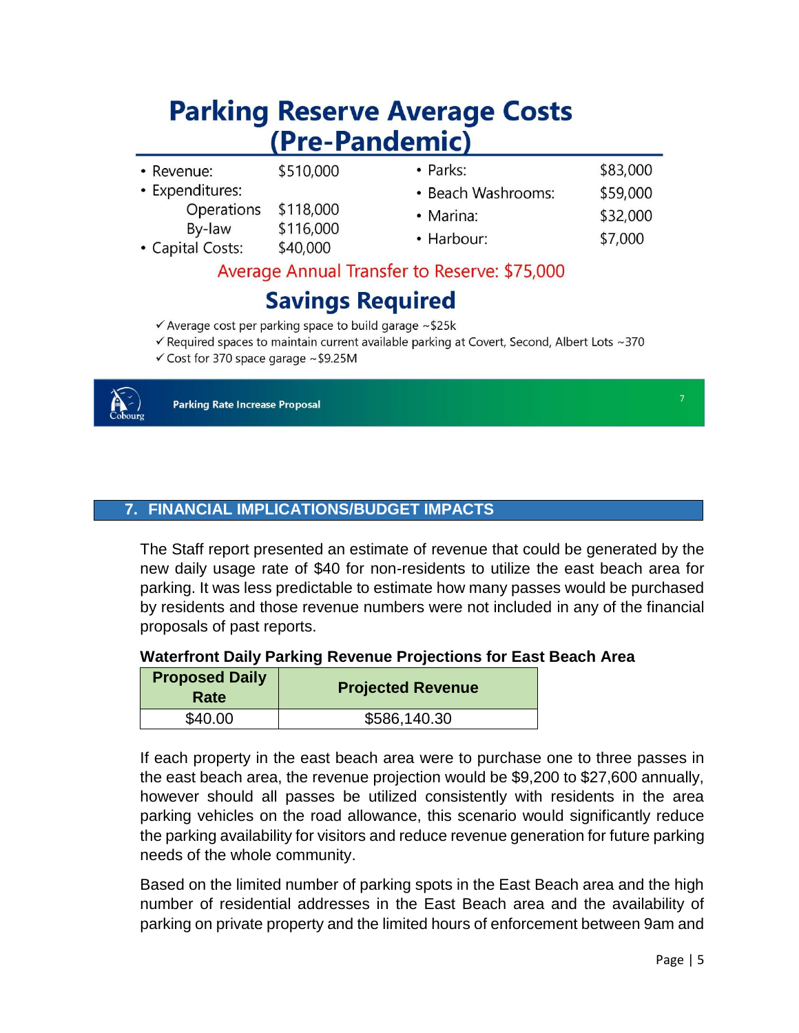## Parking Reserve Average Costs (Pre-Pandemic)

- Revenue: $510,000
- Expenditures:
  - Operations $118,000
  - By-law $116,000
- Capital Costs: $40,000
- Parks: $83,000
- Beach Washrooms: $59,000
- Marina: $32,000
- Harbour: $7,000

Average Annual Transfer to Reserve: $75,000

## Savings Required

- ✓ Average cost per parking space to build garage ~$25k
- ✓ Required spaces to maintain current available parking at Covert, Second, Albert Lots ~370
- ✓ Cost for 370 space garage ~$9.25M

Parking Rate Increase Proposal

## 7. FINANCIAL IMPLICATIONS/BUDGET IMPACTS

The Staff report presented an estimate of revenue that could be generated by the new daily usage rate of $40 for non-residents to utilize the east beach area for parking. It was less predictable to estimate how many passes would be purchased by residents and those revenue numbers were not included in any of the financial proposals of past reports.

**Waterfront Daily Parking Revenue Projections for East Beach Area**

| Proposed Daily Rate | Projected Revenue |
|---|---|
| $40.00 | $586,140.30 |

If each property in the east beach area were to purchase one to three passes in the east beach area, the revenue projection would be $9,200 to $27,600 annually, however should all passes be utilized consistently with residents in the area parking vehicles on the road allowance, this scenario would significantly reduce the parking availability for visitors and reduce revenue generation for future parking needs of the whole community.

Based on the limited number of parking spots in the East Beach area and the high number of residential addresses in the East Beach area and the availability of parking on private property and the limited hours of enforcement between 9am and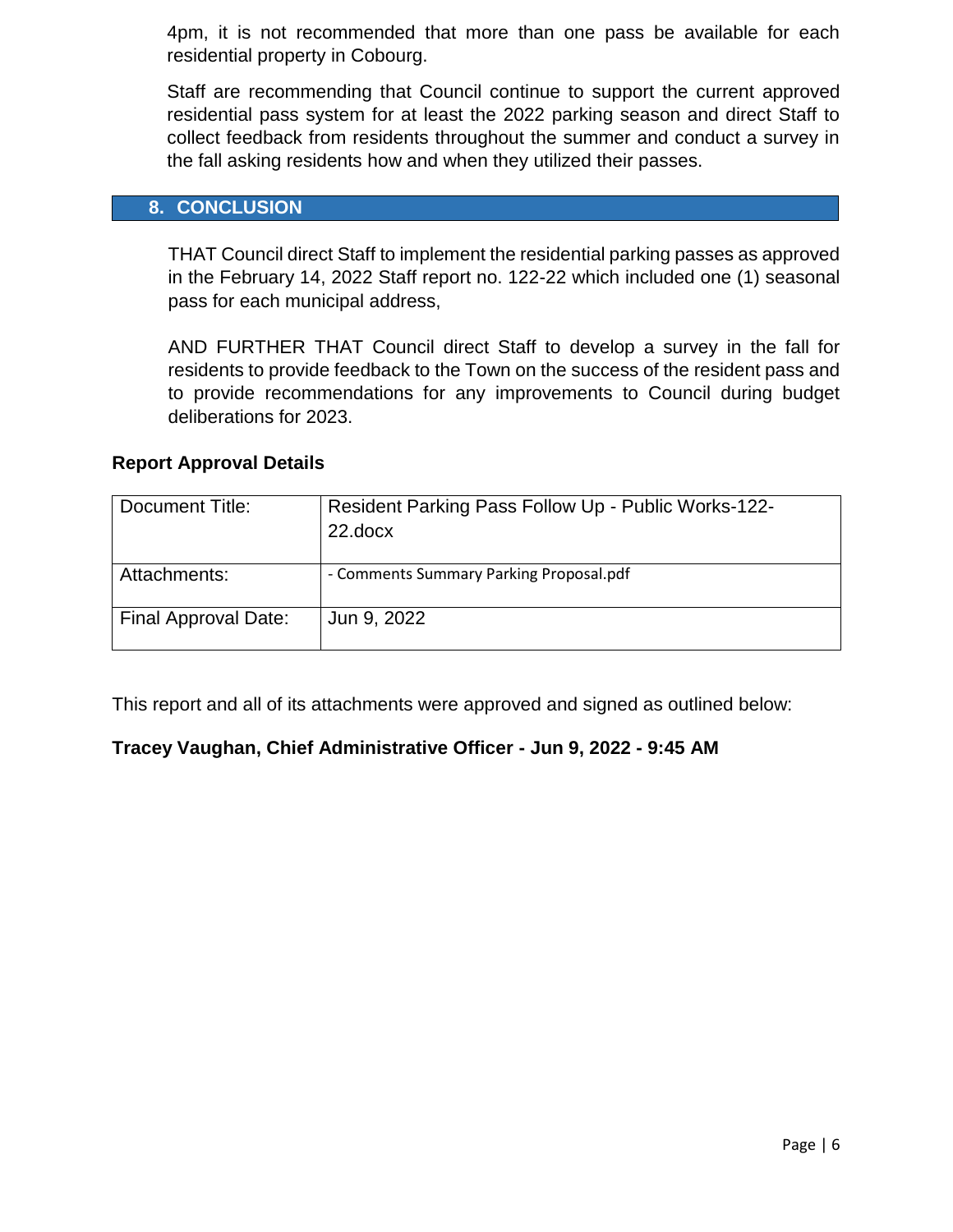4pm, it is not recommended that more than one pass be available for each residential property in Cobourg.

Staff are recommending that Council continue to support the current approved residential pass system for at least the 2022 parking season and direct Staff to collect feedback from residents throughout the summer and conduct a survey in the fall asking residents how and when they utilized their passes.

## 8. CONCLUSION

THAT Council direct Staff to implement the residential parking passes as approved in the February 14, 2022 Staff report no. 122-22 which included one (1) seasonal pass for each municipal address,

AND FURTHER THAT Council direct Staff to develop a survey in the fall for residents to provide feedback to the Town on the success of the resident pass and to provide recommendations for any improvements to Council during budget deliberations for 2023.

### Report Approval Details

| | |
|---|---|
| Document Title: | Resident Parking Pass Follow Up - Public Works-122-22.docx |
| Attachments: | - Comments Summary Parking Proposal.pdf |
| Final Approval Date: | Jun 9, 2022 |

This report and all of its attachments were approved and signed as outlined below:

**Tracey Vaughan, Chief Administrative Officer - Jun 9, 2022 - 9:45 AM**